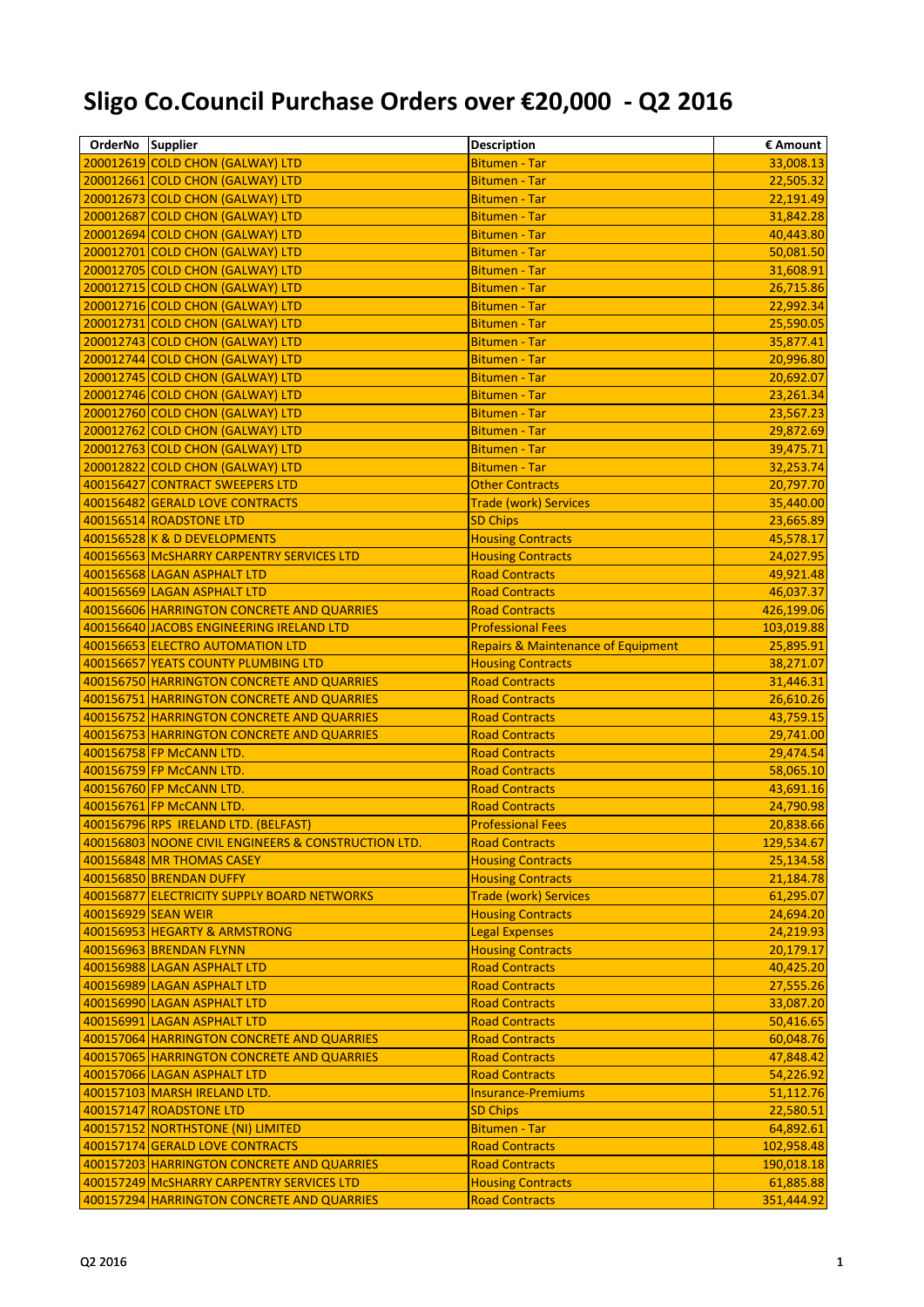# Sligo Co.Council Purchase Orders over €20,000 - Q2 2016

| OrderNo | Supplier | Description | € Amount |
|---|---|---|---|
| 200012619 | COLD CHON (GALWAY) LTD | Bitumen - Tar | 33,008.13 |
| 200012661 | COLD CHON (GALWAY) LTD | Bitumen - Tar | 22,505.32 |
| 200012673 | COLD CHON (GALWAY) LTD | Bitumen - Tar | 22,191.49 |
| 200012687 | COLD CHON (GALWAY) LTD | Bitumen - Tar | 31,842.28 |
| 200012694 | COLD CHON (GALWAY) LTD | Bitumen - Tar | 40,443.80 |
| 200012701 | COLD CHON (GALWAY) LTD | Bitumen - Tar | 50,081.50 |
| 200012705 | COLD CHON (GALWAY) LTD | Bitumen - Tar | 31,608.91 |
| 200012715 | COLD CHON (GALWAY) LTD | Bitumen - Tar | 26,715.86 |
| 200012716 | COLD CHON (GALWAY) LTD | Bitumen - Tar | 22,992.34 |
| 200012731 | COLD CHON (GALWAY) LTD | Bitumen - Tar | 25,590.05 |
| 200012743 | COLD CHON (GALWAY) LTD | Bitumen - Tar | 35,877.41 |
| 200012744 | COLD CHON (GALWAY) LTD | Bitumen - Tar | 20,996.80 |
| 200012745 | COLD CHON (GALWAY) LTD | Bitumen - Tar | 20,692.07 |
| 200012746 | COLD CHON (GALWAY) LTD | Bitumen - Tar | 23,261.34 |
| 200012760 | COLD CHON (GALWAY) LTD | Bitumen - Tar | 23,567.23 |
| 200012762 | COLD CHON (GALWAY) LTD | Bitumen - Tar | 29,872.69 |
| 200012763 | COLD CHON (GALWAY) LTD | Bitumen - Tar | 39,475.71 |
| 200012822 | COLD CHON (GALWAY) LTD | Bitumen - Tar | 32,253.74 |
| 400156427 | CONTRACT SWEEPERS LTD | Other Contracts | 20,797.70 |
| 400156482 | GERALD LOVE CONTRACTS | Trade (work) Services | 35,440.00 |
| 400156514 | ROADSTONE LTD | SD Chips | 23,665.89 |
| 400156528 | K & D DEVELOPMENTS | Housing Contracts | 45,578.17 |
| 400156563 | McSHARRY CARPENTRY SERVICES LTD | Housing Contracts | 24,027.95 |
| 400156568 | LAGAN ASPHALT LTD | Road Contracts | 49,921.48 |
| 400156569 | LAGAN ASPHALT LTD | Road Contracts | 46,037.37 |
| 400156606 | HARRINGTON CONCRETE AND QUARRIES | Road Contracts | 426,199.06 |
| 400156640 | JACOBS ENGINEERING IRELAND LTD | Professional Fees | 103,019.88 |
| 400156653 | ELECTRO AUTOMATION LTD | Repairs & Maintenance of Equipment | 25,895.91 |
| 400156657 | YEATS COUNTY PLUMBING LTD | Housing Contracts | 38,271.07 |
| 400156750 | HARRINGTON CONCRETE AND QUARRIES | Road Contracts | 31,446.31 |
| 400156751 | HARRINGTON CONCRETE AND QUARRIES | Road Contracts | 26,610.26 |
| 400156752 | HARRINGTON CONCRETE AND QUARRIES | Road Contracts | 43,759.15 |
| 400156753 | HARRINGTON CONCRETE AND QUARRIES | Road Contracts | 29,741.00 |
| 400156758 | FP McCANN LTD. | Road Contracts | 29,474.54 |
| 400156759 | FP McCANN LTD. | Road Contracts | 58,065.10 |
| 400156760 | FP McCANN LTD. | Road Contracts | 43,691.16 |
| 400156761 | FP McCANN LTD. | Road Contracts | 24,790.98 |
| 400156796 | RPS IRELAND LTD. (BELFAST) | Professional Fees | 20,838.66 |
| 400156803 | NOONE CIVIL ENGINEERS & CONSTRUCTION LTD. | Road Contracts | 129,534.67 |
| 400156848 | MR THOMAS CASEY | Housing Contracts | 25,134.58 |
| 400156850 | BRENDAN DUFFY | Housing Contracts | 21,184.78 |
| 400156877 | ELECTRICITY SUPPLY BOARD NETWORKS | Trade (work) Services | 61,295.07 |
| 400156929 | SEAN WEIR | Housing Contracts | 24,694.20 |
| 400156953 | HEGARTY & ARMSTRONG | Legal Expenses | 24,219.93 |
| 400156963 | BRENDAN FLYNN | Housing Contracts | 20,179.17 |
| 400156988 | LAGAN ASPHALT LTD | Road Contracts | 40,425.20 |
| 400156989 | LAGAN ASPHALT LTD | Road Contracts | 27,555.26 |
| 400156990 | LAGAN ASPHALT LTD | Road Contracts | 33,087.20 |
| 400156991 | LAGAN ASPHALT LTD | Road Contracts | 50,416.65 |
| 400157064 | HARRINGTON CONCRETE AND QUARRIES | Road Contracts | 60,048.76 |
| 400157065 | HARRINGTON CONCRETE AND QUARRIES | Road Contracts | 47,848.42 |
| 400157066 | LAGAN ASPHALT LTD | Road Contracts | 54,226.92 |
| 400157103 | MARSH IRELAND LTD. | Insurance-Premiums | 51,112.76 |
| 400157147 | ROADSTONE LTD | SD Chips | 22,580.51 |
| 400157152 | NORTHSTONE (NI) LIMITED | Bitumen - Tar | 64,892.61 |
| 400157174 | GERALD LOVE CONTRACTS | Road Contracts | 102,958.48 |
| 400157203 | HARRINGTON CONCRETE AND QUARRIES | Road Contracts | 190,018.18 |
| 400157249 | McSHARRY CARPENTRY SERVICES LTD | Housing Contracts | 61,885.88 |
| 400157294 | HARRINGTON CONCRETE AND QUARRIES | Road Contracts | 351,444.92 |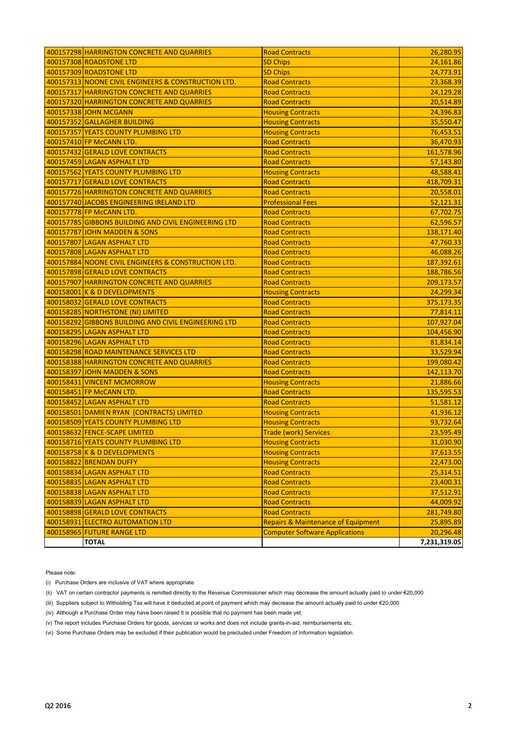| | | | |
|---|---|---|---|
| 400157298 | HARRINGTON CONCRETE AND QUARRIES | Road Contracts | 26,280.95 |
| 400157308 | ROADSTONE LTD | SD Chips | 24,161.86 |
| 400157309 | ROADSTONE LTD | SD Chips | 24,773.91 |
| 400157313 | NOONE CIVIL ENGINEERS & CONSTRUCTION LTD. | Road Contracts | 23,368.39 |
| 400157317 | HARRINGTON CONCRETE AND QUARRIES | Road Contracts | 24,129.28 |
| 400157320 | HARRINGTON CONCRETE AND QUARRIES | Road Contracts | 20,514.89 |
| 400157338 | JOHN MCGANN | Housing Contracts | 24,396.83 |
| 400157352 | GALLAGHER BUILDING | Housing Contracts | 35,550.47 |
| 400157357 | YEATS COUNTY PLUMBING LTD | Housing Contracts | 76,453.51 |
| 400157410 | FP McCANN LTD. | Road Contracts | 36,470.93 |
| 400157432 | GERALD LOVE CONTRACTS | Road Contracts | 161,578.96 |
| 400157459 | LAGAN ASPHALT LTD | Road Contracts | 57,143.80 |
| 400157562 | YEATS COUNTY PLUMBING LTD | Housing Contracts | 48,588.41 |
| 400157717 | GERALD LOVE CONTRACTS | Road Contracts | 418,709.31 |
| 400157726 | HARRINGTON CONCRETE AND QUARRIES | Road Contracts | 20,558.01 |
| 400157740 | JACOBS ENGINEERING IRELAND LTD | Professional Fees | 52,121.31 |
| 400157778 | FP McCANN LTD. | Road Contracts | 67,702.75 |
| 400157785 | GIBBONS BUILDING AND CIVIL ENGINEERING LTD | Road Contracts | 62,596.57 |
| 400157787 | JOHN MADDEN & SONS | Road Contracts | 138,171.40 |
| 400157807 | LAGAN ASPHALT LTD | Road Contracts | 47,760.33 |
| 400157808 | LAGAN ASPHALT LTD | Road Contracts | 46,088.26 |
| 400157884 | NOONE CIVIL ENGINEERS & CONSTRUCTION LTD. | Road Contracts | 187,392.61 |
| 400157898 | GERALD LOVE CONTRACTS | Road Contracts | 188,786.56 |
| 400157907 | HARRINGTON CONCRETE AND QUARRIES | Road Contracts | 209,173.57 |
| 400158001 | K & D DEVELOPMENTS | Housing Contracts | 24,299.34 |
| 400158032 | GERALD LOVE CONTRACTS | Road Contracts | 375,173.35 |
| 400158285 | NORTHSTONE (NI) LIMITED | Road Contracts | 77,814.11 |
| 400158292 | GIBBONS BUILDING AND CIVIL ENGINEERING LTD | Road Contracts | 107,927.04 |
| 400158295 | LAGAN ASPHALT LTD | Road Contracts | 104,456.90 |
| 400158296 | LAGAN ASPHALT LTD | Road Contracts | 81,834.14 |
| 400158298 | ROAD MAINTENANCE SERVICES LTD | Road Contracts | 33,529.94 |
| 400158388 | HARRINGTON CONCRETE AND QUARRIES | Road Contracts | 199,080.42 |
| 400158397 | JOHN MADDEN & SONS | Road Contracts | 142,113.70 |
| 400158431 | VINCENT MCMORROW | Housing Contracts | 21,886.66 |
| 400158451 | FP McCANN LTD. | Road Contracts | 135,595.53 |
| 400158452 | LAGAN ASPHALT LTD | Road Contracts | 51,581.12 |
| 400158501 | DAMIEN RYAN (CONTRACTS) LIMITED | Housing Contracts | 41,936.12 |
| 400158509 | YEATS COUNTY PLUMBING LTD | Housing Contracts | 93,732.64 |
| 400158632 | FENCE-SCAPE LIMITED | Trade (work) Services | 23,595.49 |
| 400158716 | YEATS COUNTY PLUMBING LTD | Housing Contracts | 31,030.90 |
| 400158758 | K & D DEVELOPMENTS | Housing Contracts | 37,613.55 |
| 400158822 | BRENDAN DUFFY | Housing Contracts | 22,473.00 |
| 400158834 | LAGAN ASPHALT LTD | Road Contracts | 25,314.51 |
| 400158835 | LAGAN ASPHALT LTD | Road Contracts | 23,400.31 |
| 400158838 | LAGAN ASPHALT LTD | Road Contracts | 37,512.91 |
| 400158839 | LAGAN ASPHALT LTD | Road Contracts | 44,009.92 |
| 400158898 | GERALD LOVE CONTRACTS | Road Contracts | 281,749.80 |
| 400158931 | ELECTRO AUTOMATION LTD | Repairs & Maintenance of Equipment | 25,895.89 |
| 400158965 | FUTURE RANGE LTD | Computer Software Applications | 20,296.48 |
| | **TOTAL** | | **7,231,319.05** |

Please note:

(i) Purchase Orders are inclusive of VAT where appropriate.

(ii) VAT on certain contractor payments is remitted directly to the Revenue Commissioner which may decrease the amount actually paid to under €20,000

(iii) Suppliers subject to Witholding Tax will have it deducted at point of payment which may decrease the amount actually paid to under €20,000

(iv) Although a Purchase Order may have been raised it is possible that no payment has been made yet;

(v) The report includes Purchase Orders for goods, services or works and does not include grants-in-aid, reimbursements etc.

(vi) Some Purchase Orders may be excluded if their publication would be precluded under Freedom of Information legislation.

Q2 2016